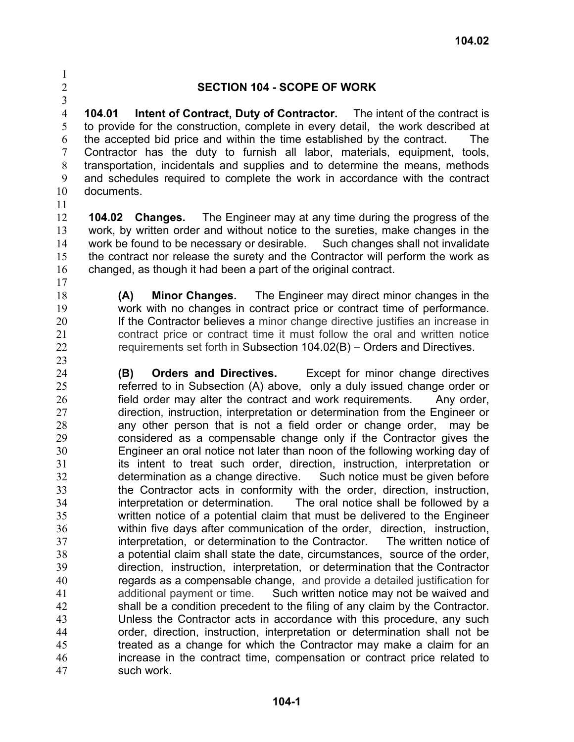## SECTION 104 - SCOPE OF WORK

**104.01 Intent of Contract, Duty of Contractor.** The intent of the contract is to provide for the construction, complete in every detail, the work described at the accepted bid price and within the time established by the contract. The Contractor has the duty to furnish all labor, materials, equipment, tools, transportation, incidentals and supplies and to determine the means, methods and schedules required to complete the work in accordance with the contract documents.

**104.02 Changes.** The Engineer may at any time during the progress of the work, by written order and without notice to the sureties, make changes in the work be found to be necessary or desirable. Such changes shall not invalidate the contract nor release the surety and the Contractor will perform the work as changed, as though it had been a part of the original contract.

**(A) Minor Changes.** The Engineer may direct minor changes in the work with no changes in contract price or contract time of performance. If the Contractor believes a minor change directive justifies an increase in contract price or contract time it must follow the oral and written notice requirements set forth in Subsection 104.02(B) – Orders and Directives.

**(B) Orders and Directives.** Except for minor change directives referred to in Subsection (A) above, only a duly issued change order or field order may alter the contract and work requirements. Any order, direction, instruction, interpretation or determination from the Engineer or any other person that is not a field order or change order, may be considered as a compensable change only if the Contractor gives the Engineer an oral notice not later than noon of the following working day of its intent to treat such order, direction, instruction, interpretation or determination as a change directive. Such notice must be given before the Contractor acts in conformity with the order, direction, instruction, interpretation or determination. The oral notice shall be followed by a written notice of a potential claim that must be delivered to the Engineer within five days after communication of the order, direction, instruction, interpretation, or determination to the Contractor. The written notice of a potential claim shall state the date, circumstances, source of the order, direction, instruction, interpretation, or determination that the Contractor regards as a compensable change, and provide a detailed justification for additional payment or time. Such written notice may not be waived and shall be a condition precedent to the filing of any claim by the Contractor. Unless the Contractor acts in accordance with this procedure, any such order, direction, instruction, interpretation or determination shall not be treated as a change for which the Contractor may make a claim for an increase in the contract time, compensation or contract price related to such work.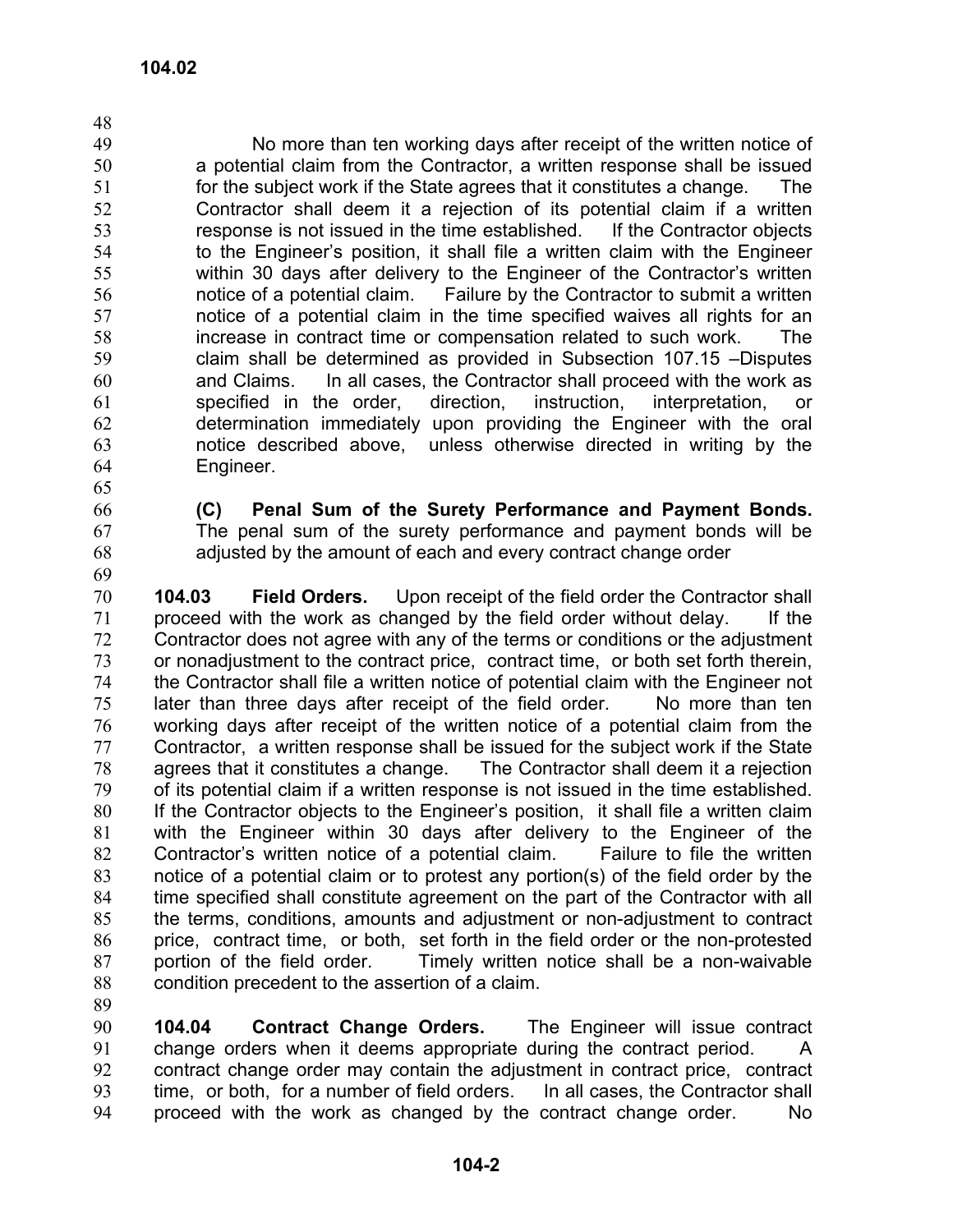No more than ten working days after receipt of the written notice of a potential claim from the Contractor, a written response shall be issued for the subject work if the State agrees that it constitutes a change. The Contractor shall deem it a rejection of its potential claim if a written response is not issued in the time established. If the Contractor objects to the Engineer's position, it shall file a written claim with the Engineer within 30 days after delivery to the Engineer of the Contractor's written notice of a potential claim. Failure by the Contractor to submit a written notice of a potential claim in the time specified waives all rights for an increase in contract time or compensation related to such work. The claim shall be determined as provided in Subsection 107.15 –Disputes and Claims. In all cases, the Contractor shall proceed with the work as specified in the order, direction, instruction, interpretation, or determination immediately upon providing the Engineer with the oral notice described above, unless otherwise directed in writing by the Engineer.

**(C) Penal Sum of the Surety Performance and Payment Bonds.** The penal sum of the surety performance and payment bonds will be adjusted by the amount of each and every contract change order

**104.03 Field Orders.** Upon receipt of the field order the Contractor shall proceed with the work as changed by the field order without delay. If the Contractor does not agree with any of the terms or conditions or the adjustment or nonadjustment to the contract price, contract time, or both set forth therein, the Contractor shall file a written notice of potential claim with the Engineer not later than three days after receipt of the field order. No more than ten working days after receipt of the written notice of a potential claim from the Contractor, a written response shall be issued for the subject work if the State agrees that it constitutes a change. The Contractor shall deem it a rejection of its potential claim if a written response is not issued in the time established. If the Contractor objects to the Engineer's position, it shall file a written claim with the Engineer within 30 days after delivery to the Engineer of the Contractor's written notice of a potential claim. Failure to file the written notice of a potential claim or to protest any portion(s) of the field order by the time specified shall constitute agreement on the part of the Contractor with all the terms, conditions, amounts and adjustment or non-adjustment to contract price, contract time, or both, set forth in the field order or the non-protested portion of the field order. Timely written notice shall be a non-waivable condition precedent to the assertion of a claim.

**104.04 Contract Change Orders.** The Engineer will issue contract change orders when it deems appropriate during the contract period. A contract change order may contain the adjustment in contract price, contract time, or both, for a number of field orders. In all cases, the Contractor shall proceed with the work as changed by the contract change order. No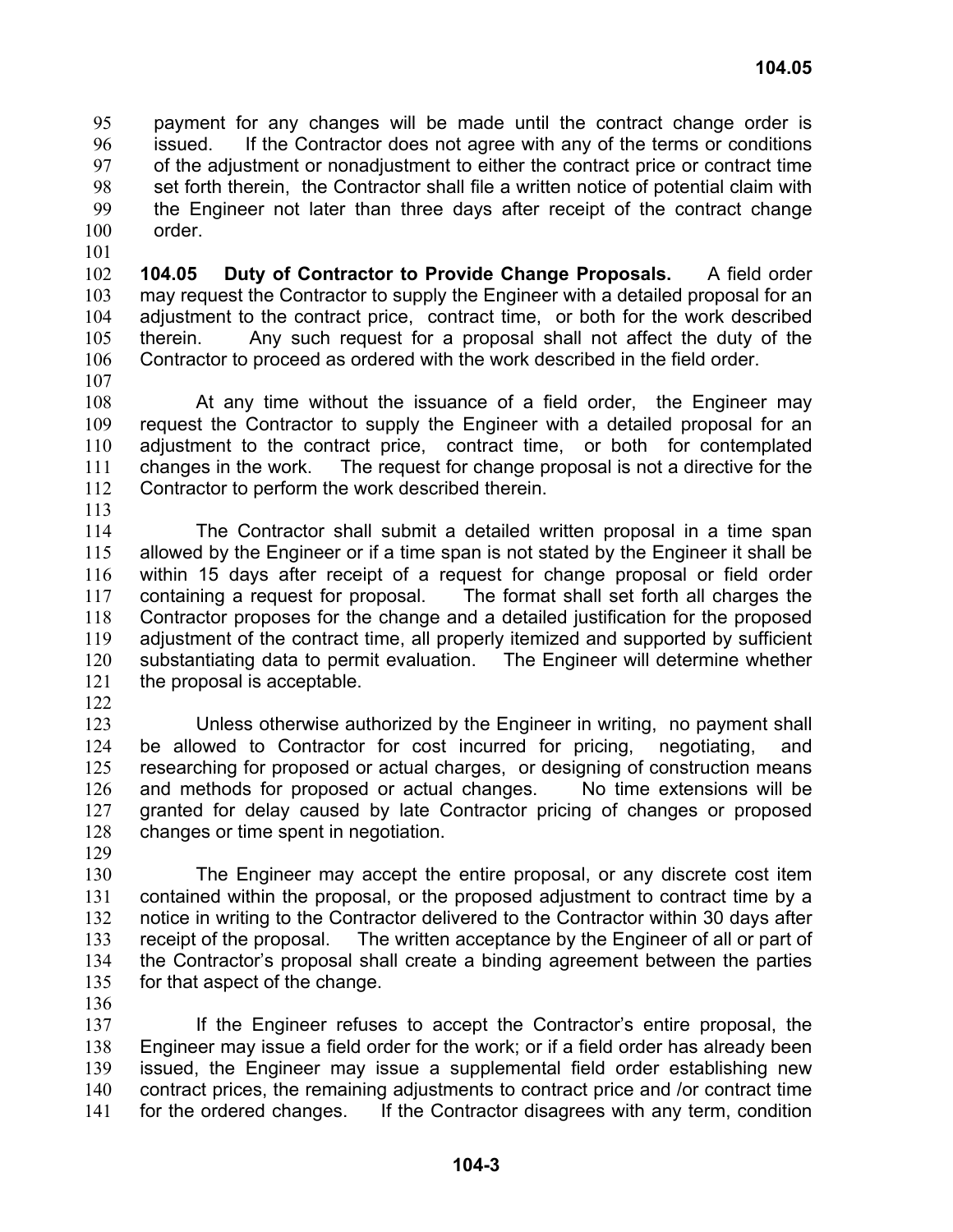payment for any changes will be made until the contract change order is issued. If the Contractor does not agree with any of the terms or conditions of the adjustment or nonadjustment to either the contract price or contract time set forth therein, the Contractor shall file a written notice of potential claim with the Engineer not later than three days after receipt of the contract change order.

**104.05 Duty of Contractor to Provide Change Proposals.** A field order may request the Contractor to supply the Engineer with a detailed proposal for an adjustment to the contract price, contract time, or both for the work described therein. Any such request for a proposal shall not affect the duty of the Contractor to proceed as ordered with the work described in the field order.

At any time without the issuance of a field order, the Engineer may request the Contractor to supply the Engineer with a detailed proposal for an adjustment to the contract price, contract time, or both for contemplated changes in the work. The request for change proposal is not a directive for the Contractor to perform the work described therein.

The Contractor shall submit a detailed written proposal in a time span allowed by the Engineer or if a time span is not stated by the Engineer it shall be within 15 days after receipt of a request for change proposal or field order containing a request for proposal. The format shall set forth all charges the Contractor proposes for the change and a detailed justification for the proposed adjustment of the contract time, all properly itemized and supported by sufficient substantiating data to permit evaluation. The Engineer will determine whether the proposal is acceptable.

Unless otherwise authorized by the Engineer in writing, no payment shall be allowed to Contractor for cost incurred for pricing, negotiating, and researching for proposed or actual charges, or designing of construction means and methods for proposed or actual changes. No time extensions will be granted for delay caused by late Contractor pricing of changes or proposed changes or time spent in negotiation.

The Engineer may accept the entire proposal, or any discrete cost item contained within the proposal, or the proposed adjustment to contract time by a notice in writing to the Contractor delivered to the Contractor within 30 days after receipt of the proposal. The written acceptance by the Engineer of all or part of the Contractor's proposal shall create a binding agreement between the parties for that aspect of the change.

If the Engineer refuses to accept the Contractor's entire proposal, the Engineer may issue a field order for the work; or if a field order has already been issued, the Engineer may issue a supplemental field order establishing new contract prices, the remaining adjustments to contract price and /or contract time for the ordered changes. If the Contractor disagrees with any term, condition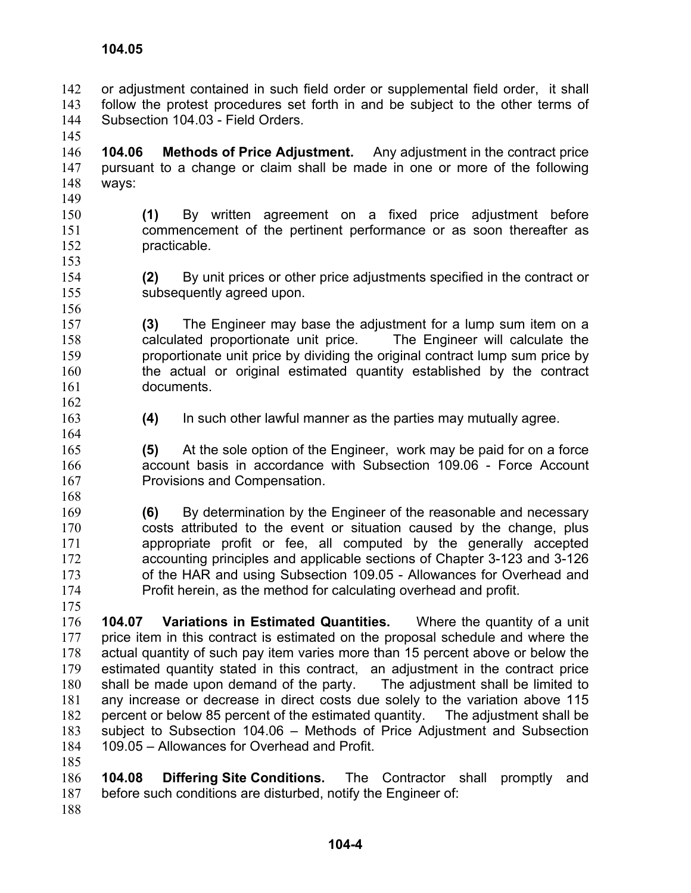or adjustment contained in such field order or supplemental field order, it shall follow the protest procedures set forth in and be subject to the other terms of Subsection 104.03 - Field Orders.

**104.06 Methods of Price Adjustment.** Any adjustment in the contract price pursuant to a change or claim shall be made in one or more of the following ways:

> **(1)** By written agreement on a fixed price adjustment before commencement of the pertinent performance or as soon thereafter as practicable.
>
> **(2)** By unit prices or other price adjustments specified in the contract or subsequently agreed upon.
>
> **(3)** The Engineer may base the adjustment for a lump sum item on a calculated proportionate unit price. The Engineer will calculate the proportionate unit price by dividing the original contract lump sum price by the actual or original estimated quantity established by the contract documents.
>
> **(4)** In such other lawful manner as the parties may mutually agree.
>
> **(5)** At the sole option of the Engineer, work may be paid for on a force account basis in accordance with Subsection 109.06 - Force Account Provisions and Compensation.
>
> **(6)** By determination by the Engineer of the reasonable and necessary costs attributed to the event or situation caused by the change, plus appropriate profit or fee, all computed by the generally accepted accounting principles and applicable sections of Chapter 3-123 and 3-126 of the HAR and using Subsection 109.05 - Allowances for Overhead and Profit herein, as the method for calculating overhead and profit.

**104.07 Variations in Estimated Quantities.** Where the quantity of a unit price item in this contract is estimated on the proposal schedule and where the actual quantity of such pay item varies more than 15 percent above or below the estimated quantity stated in this contract, an adjustment in the contract price shall be made upon demand of the party. The adjustment shall be limited to any increase or decrease in direct costs due solely to the variation above 115 percent or below 85 percent of the estimated quantity. The adjustment shall be subject to Subsection 104.06 – Methods of Price Adjustment and Subsection 109.05 – Allowances for Overhead and Profit.

**104.08 Differing Site Conditions.** The Contractor shall promptly and before such conditions are disturbed, notify the Engineer of: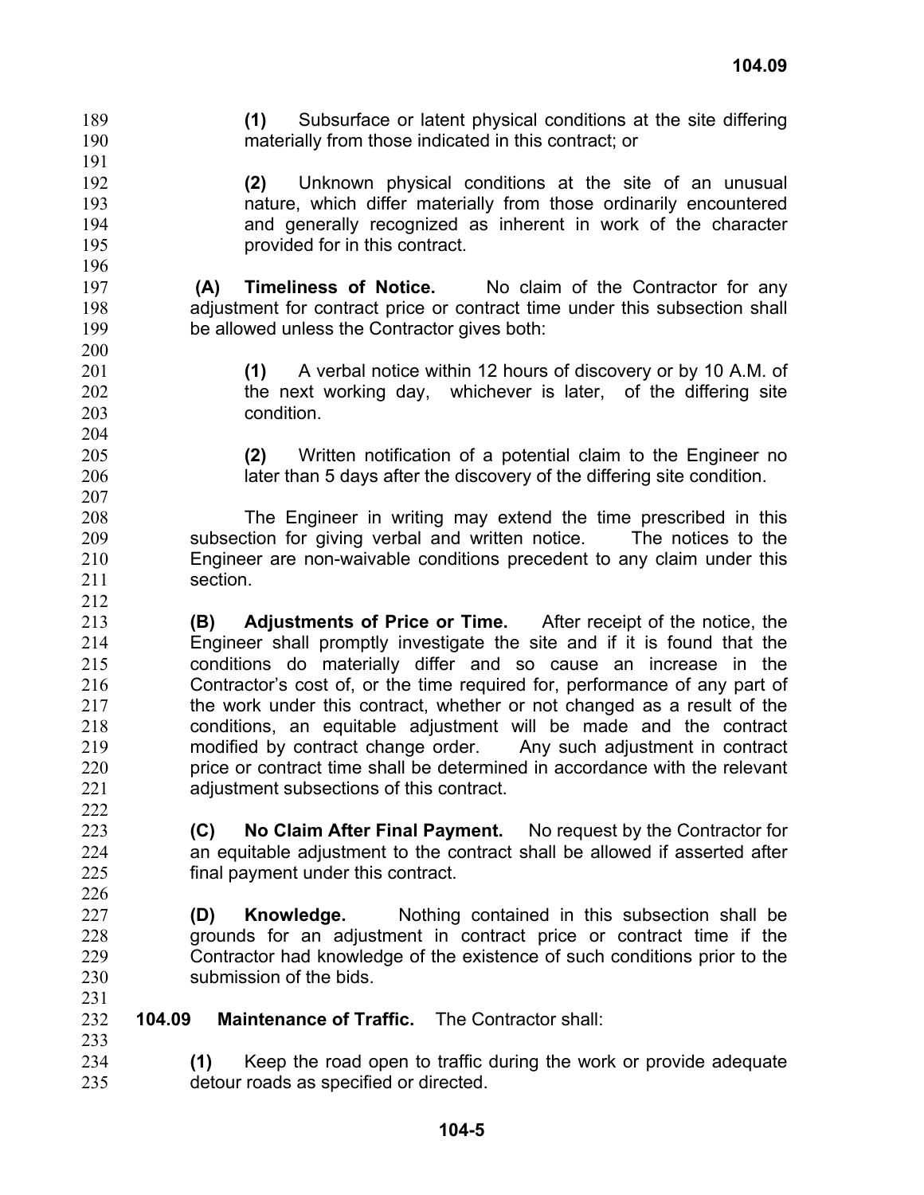**(1)** Subsurface or latent physical conditions at the site differing materially from those indicated in this contract; or

**(2)** Unknown physical conditions at the site of an unusual nature, which differ materially from those ordinarily encountered and generally recognized as inherent in work of the character provided for in this contract.

**(A) Timeliness of Notice.** No claim of the Contractor for any adjustment for contract price or contract time under this subsection shall be allowed unless the Contractor gives both:

**(1)** A verbal notice within 12 hours of discovery or by 10 A.M. of the next working day, whichever is later, of the differing site condition.

**(2)** Written notification of a potential claim to the Engineer no later than 5 days after the discovery of the differing site condition.

The Engineer in writing may extend the time prescribed in this subsection for giving verbal and written notice. The notices to the Engineer are non-waivable conditions precedent to any claim under this section.

**(B) Adjustments of Price or Time.** After receipt of the notice, the Engineer shall promptly investigate the site and if it is found that the conditions do materially differ and so cause an increase in the Contractor's cost of, or the time required for, performance of any part of the work under this contract, whether or not changed as a result of the conditions, an equitable adjustment will be made and the contract modified by contract change order. Any such adjustment in contract price or contract time shall be determined in accordance with the relevant adjustment subsections of this contract.

**(C) No Claim After Final Payment.** No request by the Contractor for an equitable adjustment to the contract shall be allowed if asserted after final payment under this contract.

**(D) Knowledge.** Nothing contained in this subsection shall be grounds for an adjustment in contract price or contract time if the Contractor had knowledge of the existence of such conditions prior to the submission of the bids.

**104.09 Maintenance of Traffic.** The Contractor shall:

**(1)** Keep the road open to traffic during the work or provide adequate detour roads as specified or directed.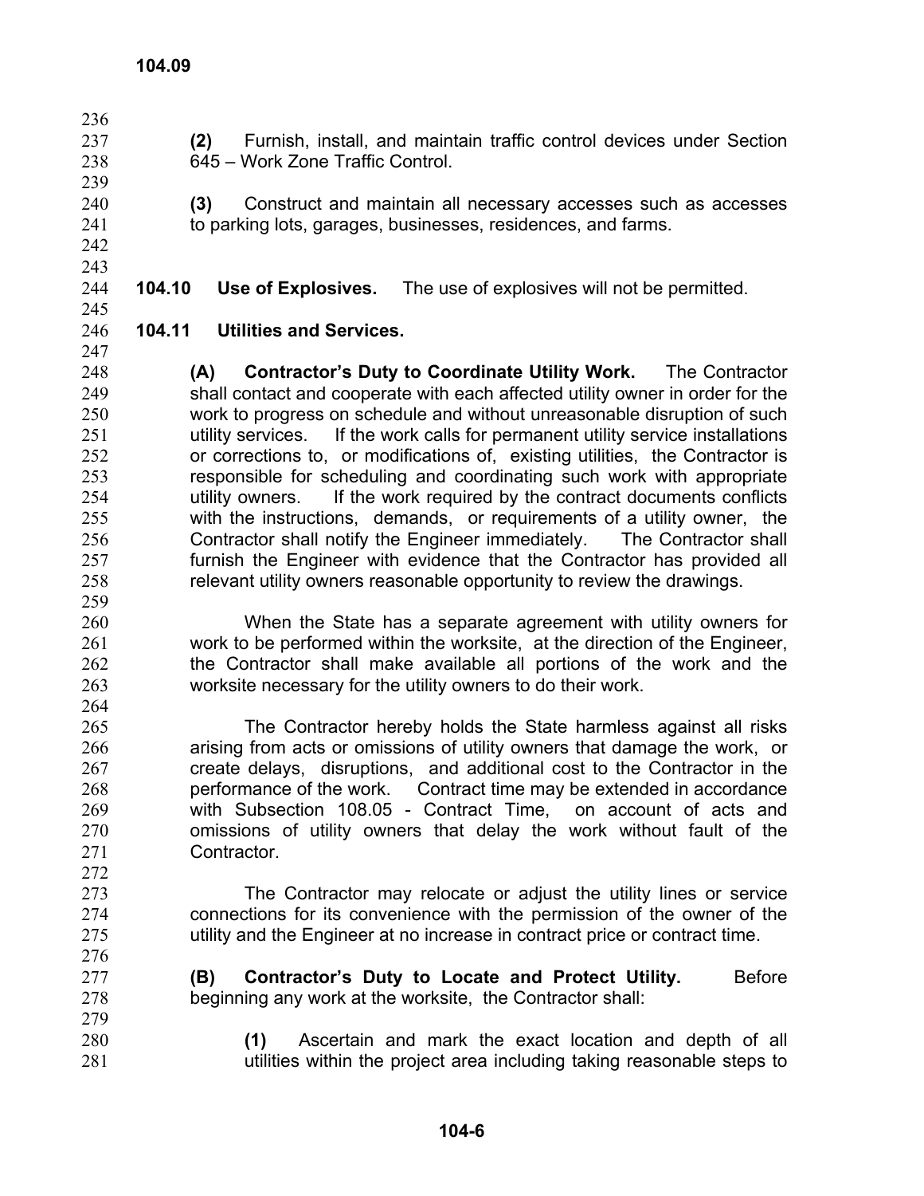(2) Furnish, install, and maintain traffic control devices under Section 645 – Work Zone Traffic Control.

(3) Construct and maintain all necessary accesses such as accesses to parking lots, garages, businesses, residences, and farms.

**104.10 Use of Explosives.** The use of explosives will not be permitted.

**104.11 Utilities and Services.**

**(A) Contractor's Duty to Coordinate Utility Work.** The Contractor shall contact and cooperate with each affected utility owner in order for the work to progress on schedule and without unreasonable disruption of such utility services. If the work calls for permanent utility service installations or corrections to, or modifications of, existing utilities, the Contractor is responsible for scheduling and coordinating such work with appropriate utility owners. If the work required by the contract documents conflicts with the instructions, demands, or requirements of a utility owner, the Contractor shall notify the Engineer immediately. The Contractor shall furnish the Engineer with evidence that the Contractor has provided all relevant utility owners reasonable opportunity to review the drawings.

When the State has a separate agreement with utility owners for work to be performed within the worksite, at the direction of the Engineer, the Contractor shall make available all portions of the work and the worksite necessary for the utility owners to do their work.

The Contractor hereby holds the State harmless against all risks arising from acts or omissions of utility owners that damage the work, or create delays, disruptions, and additional cost to the Contractor in the performance of the work. Contract time may be extended in accordance with Subsection 108.05 - Contract Time, on account of acts and omissions of utility owners that delay the work without fault of the Contractor.

The Contractor may relocate or adjust the utility lines or service connections for its convenience with the permission of the owner of the utility and the Engineer at no increase in contract price or contract time.

**(B) Contractor's Duty to Locate and Protect Utility.** Before beginning any work at the worksite, the Contractor shall:

**(1)** Ascertain and mark the exact location and depth of all utilities within the project area including taking reasonable steps to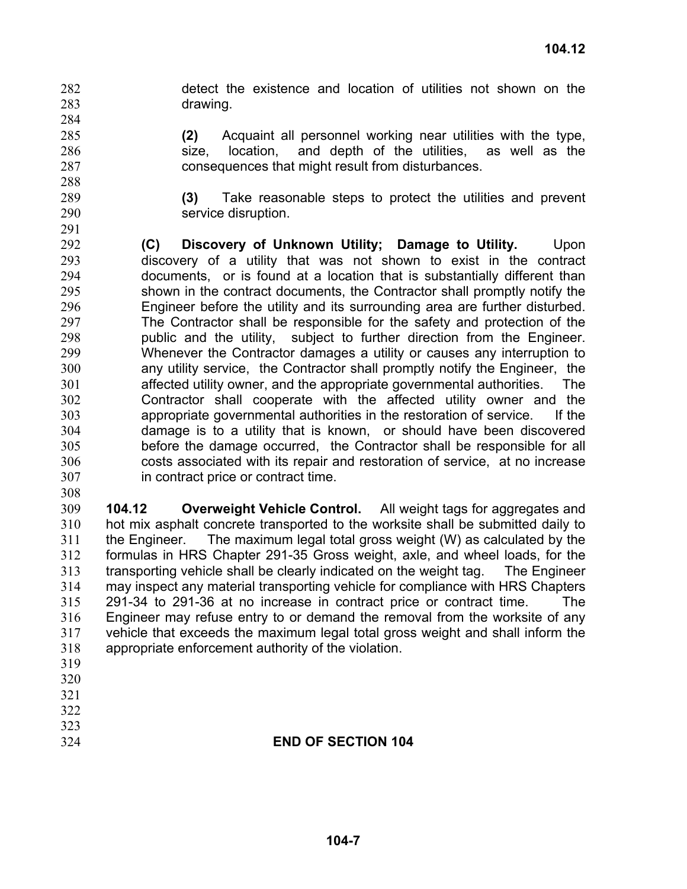detect the existence and location of utilities not shown on the drawing.

**(2)** Acquaint all personnel working near utilities with the type, size, location, and depth of the utilities, as well as the consequences that might result from disturbances.

**(3)** Take reasonable steps to protect the utilities and prevent service disruption.

**(C) Discovery of Unknown Utility; Damage to Utility.** Upon discovery of a utility that was not shown to exist in the contract documents, or is found at a location that is substantially different than shown in the contract documents, the Contractor shall promptly notify the Engineer before the utility and its surrounding area are further disturbed. The Contractor shall be responsible for the safety and protection of the public and the utility, subject to further direction from the Engineer. Whenever the Contractor damages a utility or causes any interruption to any utility service, the Contractor shall promptly notify the Engineer, the affected utility owner, and the appropriate governmental authorities. The Contractor shall cooperate with the affected utility owner and the appropriate governmental authorities in the restoration of service. If the damage is to a utility that is known, or should have been discovered before the damage occurred, the Contractor shall be responsible for all costs associated with its repair and restoration of service, at no increase in contract price or contract time.

**104.12 Overweight Vehicle Control.** All weight tags for aggregates and hot mix asphalt concrete transported to the worksite shall be submitted daily to the Engineer. The maximum legal total gross weight (W) as calculated by the formulas in HRS Chapter 291-35 Gross weight, axle, and wheel loads, for the transporting vehicle shall be clearly indicated on the weight tag. The Engineer may inspect any material transporting vehicle for compliance with HRS Chapters 291-34 to 291-36 at no increase in contract price or contract time. The Engineer may refuse entry to or demand the removal from the worksite of any vehicle that exceeds the maximum legal total gross weight and shall inform the appropriate enforcement authority of the violation.

**END OF SECTION 104**